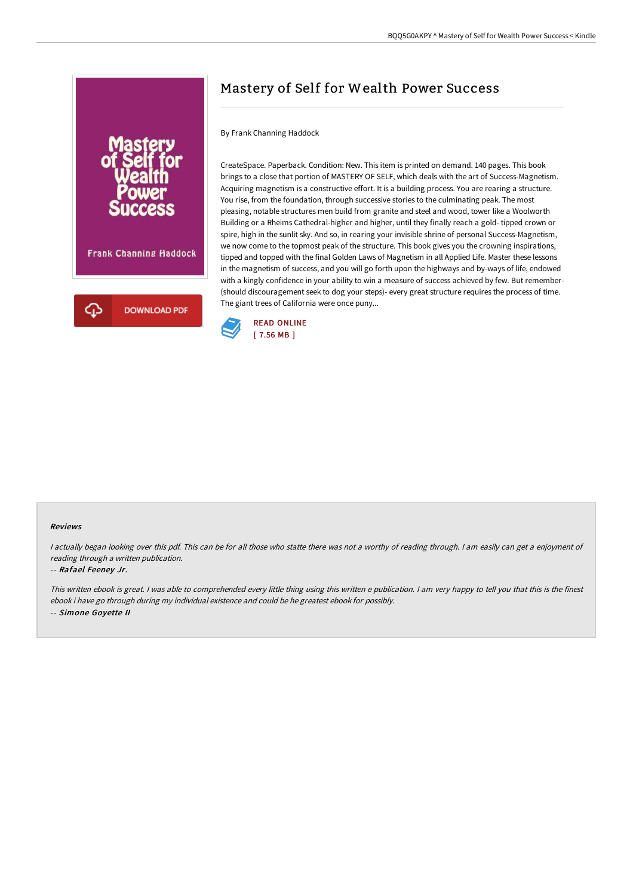# Mastery of Self for Wealth Power Success

By Frank Channing Haddock

CreateSpace. Paperback. Condition: New. This item is printed on demand. 140 pages. This book brings to a close that portion of MASTERY OF SELF, which deals with the art of Success-Magnetism. Acquiring magnetism is a constructive effort. It is a building process. You are rearing a structure. You rise, from the foundation, through successive stories to the culminating peak. The most pleasing, notable structures men build from granite and steel and wood, tower like a Woolworth Building or a Rheims Cathedral-higher and higher, until they finally reach a gold- tipped crown or spire, high in the sunlit sky. And so, in rearing your invisible shrine of personal Success-Magnetism, we now come to the topmost peak of the structure. This book gives you the crowning inspirations, tipped and topped with the final Golden Laws of Magnetism in all Applied Life. Master these lessons in the magnetism of success, and you will go forth upon the highways and by-ways of life, endowed with a kingly confidence in your ability to win a measure of success achieved by few. But remember- (should discouragement seek to dog your steps)- every great structure requires the process of time. The giant trees of California were once puny...

READ ONLINE
[ 7.56 MB ]

### Reviews

*I actually began looking over this pdf. This can be for all those who statte there was not a worthy of reading through. I am easily can get a enjoyment of reading through a written publication.*

-- ***Rafael Feeney Jr.***

*This written ebook is great. I was able to comprehended every little thing using this written e publication. I am very happy to tell you that this is the finest ebook i have go through during my individual existence and could be he greatest ebook for possibly.*

-- ***Simone Goyette II***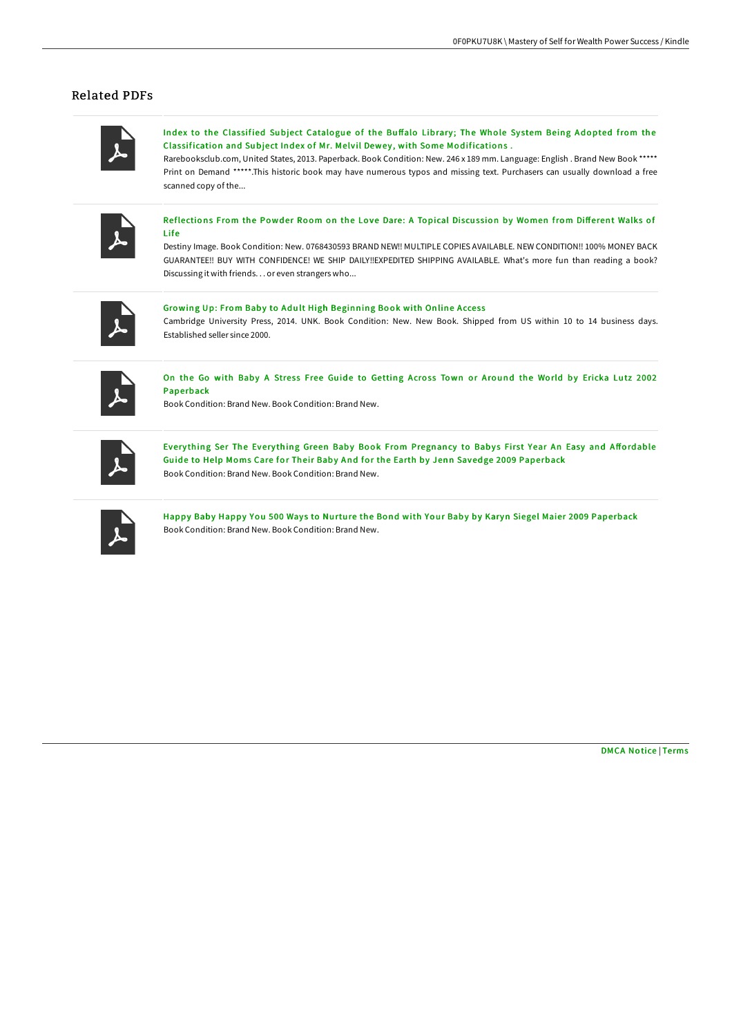## Related PDFs

Index to the Classified Subject Catalogue of the Buffalo Library; The Whole System Being Adopted from the Classification and Subject Index of Mr. Melvil Dewey, with Some Modifications .

Rarebooksclub.com, United States, 2013. Paperback. Book Condition: New. 246 x 189 mm. Language: English . Brand New Book ***** Print on Demand *****.This historic book may have numerous typos and missing text. Purchasers can usually download a free scanned copy of the...

Reflections From the Powder Room on the Love Dare: A Topical Discussion by Women from Different Walks of Life

Destiny Image. Book Condition: New. 0768430593 BRAND NEW!! MULTIPLE COPIES AVAILABLE. NEW CONDITION!! 100% MONEY BACK GUARANTEE!! BUY WITH CONFIDENCE! WE SHIP DAILY!!EXPEDITED SHIPPING AVAILABLE. What's more fun than reading a book? Discussing it with friends. . . or even strangers who...

Growing Up: From Baby to Adult High Beginning Book with Online Access

Cambridge University Press, 2014. UNK. Book Condition: New. New Book. Shipped from US within 10 to 14 business days. Established seller since 2000.

On the Go with Baby A Stress Free Guide to Getting Across Town or Around the World by Ericka Lutz 2002 Paperback

Book Condition: Brand New. Book Condition: Brand New.

Everything Ser The Everything Green Baby Book From Pregnancy to Babys First Year An Easy and Affordable Guide to Help Moms Care for Their Baby And for the Earth by Jenn Savedge 2009 Paperback

Book Condition: Brand New. Book Condition: Brand New.

Happy Baby Happy You 500 Ways to Nurture the Bond with Your Baby by Karyn Siegel Maier 2009 Paperback

Book Condition: Brand New. Book Condition: Brand New.

DMCA Notice | Terms